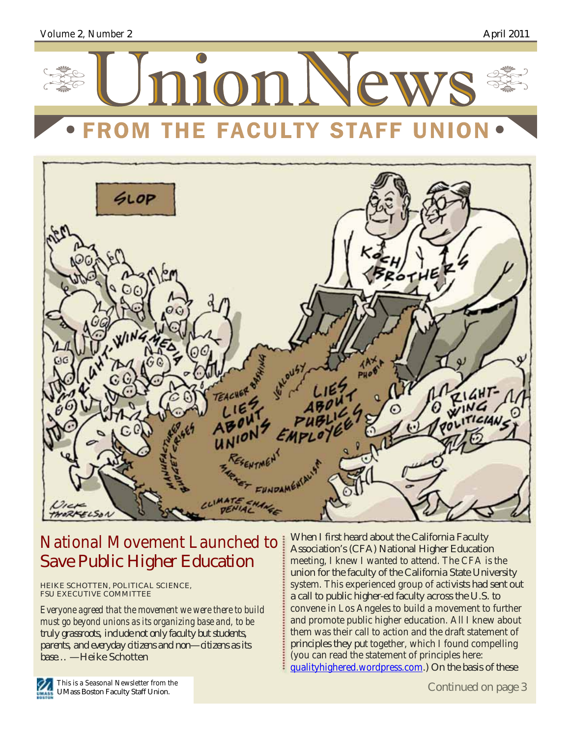Volume 2, Number 2 April 2011

# Union News

## • FROM THE FACULTY STAFF UNION •

## National Movement Launched to Save Public Higher Education

HEIKE SCHOTTEN, POLITICAL SCIENCE, FSU EXECUTIVE COMMITTEE

*Everyone agreed that the movement we were there to build must go beyond unions as its organizing base and, to be truly grassroots, include not only faculty but students, parents, and everyday citizens and non—citizens as its base… —Heike Schotten*

When I first heard about the California Faculty Association's (CFA) National Higher Education meeting, I knew I wanted to attend. The CFA is the union for the faculty of the California State University system. This experienced group of activists had sent out a call to public higher-ed faculty across the U.S. to convene in Los Angeles to build a movement to further and promote public higher education. All I knew about them was their call to action and the draft statement of principles they put together, which I found compelling (you can read the statement of principles here: qualityhighered.wordpress.com.) On the basis of these

Continued on page 3

This is a Seasonal Newsletter from the UMass Boston Faculty Staff Union.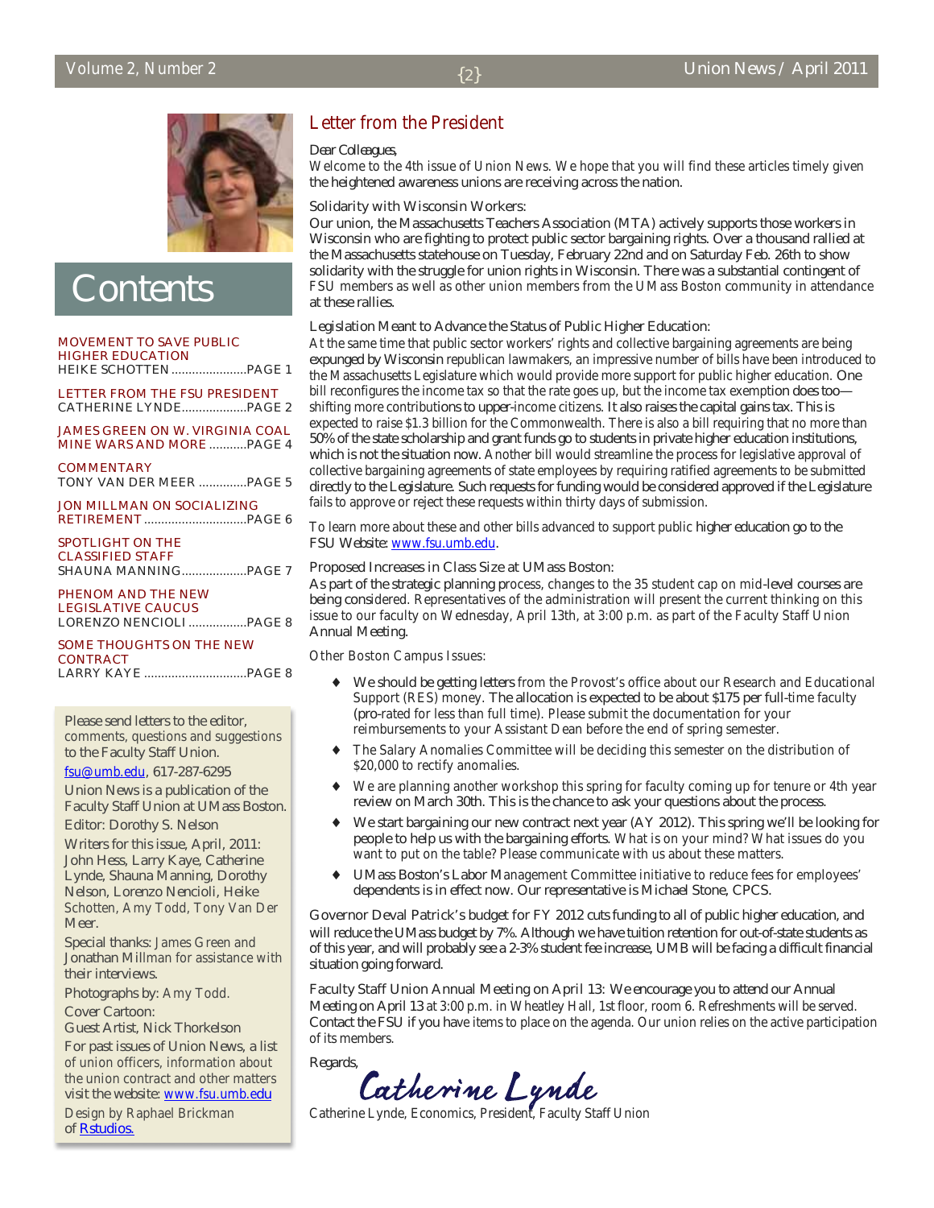# Contents

MOVEMENT TO SAVE PUBLIC HIGHER EDUCATION
HEIKE SCHOTTEN ......................PAGE 1

LETTER FROM THE FSU PRESIDENT
CATHERINE LYNDE..................PAGE 2

JAMES GREEN ON W. VIRGINIA COAL MINE WARS AND MORE ..........PAGE 4

COMMENTARY
TONY VAN DER MEER ..............PAGE 5

JON MILLMAN ON SOCIALIZING RETIREMENT ..............................PAGE 6

SPOTLIGHT ON THE CLASSIFIED STAFF
SHAUNA MANNING...................PAGE 7

PHENOM AND THE NEW LEGISLATIVE CAUCUS
LORENZO NENCIOLI .................PAGE 8

SOME THOUGHTS ON THE NEW CONTRACT
LARRY KAYE ..............................PAGE 8

Please send letters to the editor, comments, questions and suggestions to the Faculty Staff Union.

fsu@umb.edu, 617-287-6295

Union News is a publication of the Faculty Staff Union at UMass Boston.

Editor: Dorothy S. Nelson

Writers for this issue, April, 2011: John Hess, Larry Kaye, Catherine Lynde, Shauna Manning, Dorothy Nelson, Lorenzo Nencioli, Heike Schotten, Amy Todd, Tony Van Der Meer.

Special thanks: James Green and Jonathan Millman for assistance with their interviews.

Photographs by: Amy Todd.

Cover Cartoon: Guest Artist, Nick Thorkelson

For past issues of Union News, a list of union officers, information about the union contract and other matters visit the website: www.fsu.umb.edu

Design by Raphael Brickman of Rstudios.

## Letter from the President

Dear Colleagues,

Welcome to the 4th issue of Union News. We hope that you will find these articles timely given the heightened awareness unions are receiving across the nation.

Solidarity with Wisconsin Workers:
Our union, the Massachusetts Teachers Association (MTA) actively supports those workers in Wisconsin who are fighting to protect public sector bargaining rights. Over a thousand rallied at the Massachusetts statehouse on Tuesday, February 22nd and on Saturday Feb. 26th to show solidarity with the struggle for union rights in Wisconsin. There was a substantial contingent of FSU members as well as other union members from the UMass Boston community in attendance at these rallies.

Legislation Meant to Advance the Status of Public Higher Education:
At the same time that public sector workers' rights and collective bargaining agreements are being expunged by Wisconsin republican lawmakers, an impressive number of bills have been introduced to the Massachusetts Legislature which would provide more support for public higher education. One bill reconfigures the income tax so that the rate goes up, but the income tax exemption does too—shifting more contributions to upper-income citizens. It also raises the capital gains tax. This is expected to raise $1.3 billion for the Commonwealth. There is also a bill requiring that no more than 50% of the state scholarship and grant funds go to students in private higher education institutions, which is not the situation now. Another bill would streamline the process for legislative approval of collective bargaining agreements of state employees by requiring ratified agreements to be submitted directly to the Legislature. Such requests for funding would be considered approved if the Legislature fails to approve or reject these requests within thirty days of submission.

To learn more about these and other bills advanced to support public higher education go to the FSU Website: www.fsu.umb.edu.

Proposed Increases in Class Size at UMass Boston:
As part of the strategic planning process, changes to the 35 student cap on mid-level courses are being considered. Representatives of the administration will present the current thinking on this issue to our faculty on Wednesday, April 13th, at 3:00 p.m. as part of the Faculty Staff Union Annual Meeting.

Other Boston Campus Issues:

- We should be getting letters from the Provost's office about our Research and Educational Support (RES) money. The allocation is expected to be about $175 per full-time faculty (pro-rated for less than full time). Please submit the documentation for your reimbursements to your Assistant Dean before the end of spring semester.
- The Salary Anomalies Committee will be deciding this semester on the distribution of $20,000 to rectify anomalies.
- We are planning another workshop this spring for faculty coming up for tenure or 4th year review on March 30th. This is the chance to ask your questions about the process.
- We start bargaining our new contract next year (AY 2012). This spring we'll be looking for people to help us with the bargaining efforts. What is on your mind? What issues do you want to put on the table? Please communicate with us about these matters.
- UMass Boston's Labor Management Committee initiative to reduce fees for employees' dependents is in effect now. Our representative is Michael Stone, CPCS.

Governor Deval Patrick's budget for FY 2012 cuts funding to all of public higher education, and will reduce the UMass budget by 7%. Although we have tuition retention for out-of-state students as of this year, and will probably see a 2-3% student fee increase, UMB will be facing a difficult financial situation going forward.

Faculty Staff Union Annual Meeting on April 13: We encourage you to attend our Annual Meeting on April 13 at 3:00 p.m. in Wheatley Hall, 1st floor, room 6. Refreshments will be served. Contact the FSU if you have items to place on the agenda. Our union relies on the active participation of its members.

Regards,

*Catherine Lynde*

Catherine Lynde, Economics, President, Faculty Staff Union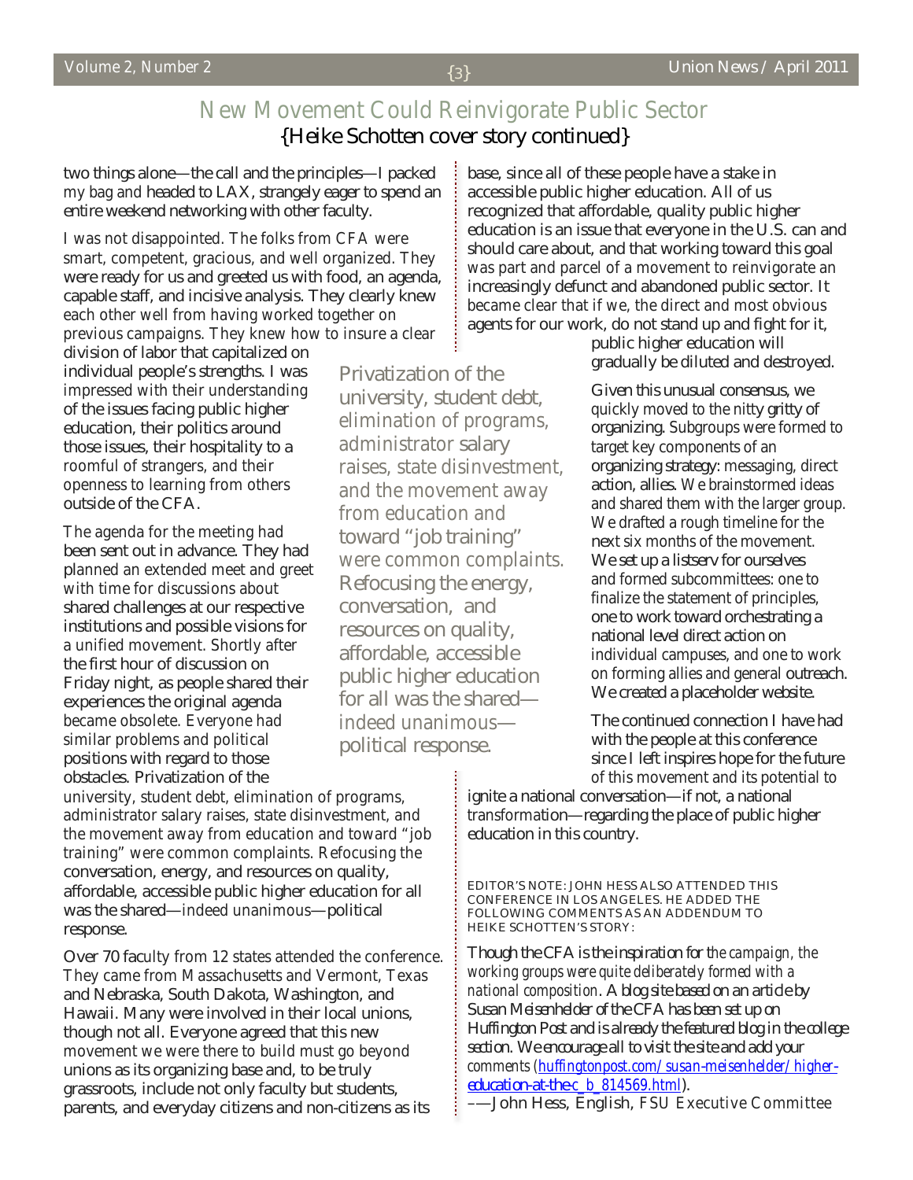# New Movement Could Reinvigorate Public Sector

{Heike Schotten cover story continued}

two things alone—the call and the principles—I packed my bag and headed to LAX, strangely eager to spend an entire weekend networking with other faculty.

I was not disappointed. The folks from CFA were smart, competent, gracious, and well organized. They were ready for us and greeted us with food, an agenda, capable staff, and incisive analysis. They clearly knew each other well from having worked together on previous campaigns. They knew how to insure a clear division of labor that capitalized on individual people's strengths. I was impressed with their understanding of the issues facing public higher education, their politics around those issues, their hospitality to a roomful of strangers, and their openness to learning from others outside of the CFA.

The agenda for the meeting had been sent out in advance. They had planned an extended meet and greet with time for discussions about shared challenges at our respective institutions and possible visions for a unified movement. Shortly after the first hour of discussion on Friday night, as people shared their experiences the original agenda became obsolete. Everyone had similar problems and political positions with regard to those obstacles. Privatization of the university, student debt, elimination of programs, administrator salary raises, state disinvestment, and the movement away from education and toward "job training" were common complaints. Refocusing the conversation, energy, and resources on quality, affordable, accessible public higher education for all was the shared—indeed unanimous—political response.

> Privatization of the university, student debt, elimination of programs, administrator salary raises, state disinvestment, and the movement away from education and toward "job training" were common complaints. Refocusing the energy, conversation, and resources on quality, affordable, accessible public higher education for all was the shared—indeed unanimous—political response.

Over 70 faculty from 12 states attended the conference. They came from Massachusetts and Vermont, Texas and Nebraska, South Dakota, Washington, and Hawaii. Many were involved in their local unions, though not all. Everyone agreed that this new movement we were there to build must go beyond unions as its organizing base and, to be truly grassroots, include not only faculty but students, parents, and everyday citizens and non-citizens as its base, since all of these people have a stake in accessible public higher education. All of us recognized that affordable, quality public higher education is an issue that everyone in the U.S. can and should care about, and that working toward this goal was part and parcel of a movement to reinvigorate an increasingly defunct and abandoned public sector. It became clear that if we, the direct and most obvious agents for our work, do not stand up and fight for it, public higher education will gradually be diluted and destroyed.

Given this unusual consensus, we quickly moved to the nitty gritty of organizing. Subgroups were formed to target key components of an organizing strategy: messaging, direct action, allies. We brainstormed ideas and shared them with the larger group. We drafted a rough timeline for the next six months of the movement. We set up a listserv for ourselves and formed subcommittees: one to finalize the statement of principles, one to work toward orchestrating a national level direct action on individual campuses, and one to work on forming allies and general outreach. We created a placeholder website.

The continued connection I have had with the people at this conference since I left inspires hope for the future of this movement and its potential to ignite a national conversation—if not, a national transformation—regarding the place of public higher education in this country.

EDITOR'S NOTE: JOHN HESS ALSO ATTENDED THIS CONFERENCE IN LOS ANGELES. HE ADDED THE FOLLOWING COMMENTS AS AN ADDENDUM TO HEIKE SCHOTTEN'S STORY:

Though the CFA is the inspiration for the campaign, the working groups were quite deliberately formed with a national composition. A blog site based on an article by Susan Meisenhelder of the CFA has been set up on Huffington Post and is already the featured blog in the college section. We encourage all to visit the site and add your comments (huffingtonpost.com/susan-meisenhelder/higher-education-at-the-c_b_814569.html).

––John Hess, English, FSU Executive Committee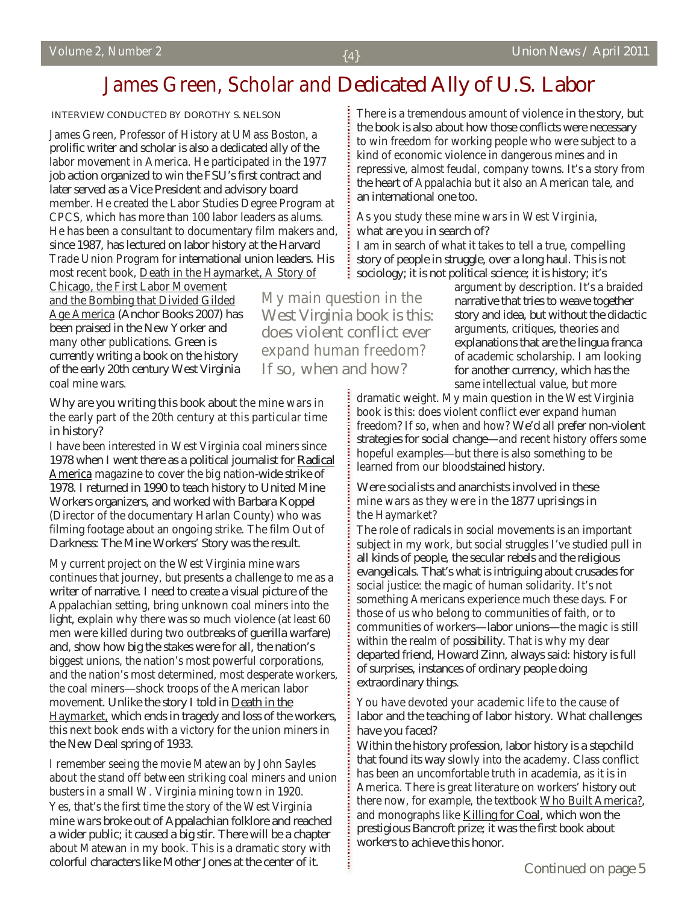# James Green, Scholar and Dedicated Ally of U.S. Labor

INTERVIEW CONDUCTED BY DOROTHY S. NELSON

James Green, Professor of History at UMass Boston, a prolific writer and scholar is also a dedicated ally of the labor movement in America. He participated in the 1977 job action organized to win the FSU's first contract and later served as a Vice President and advisory board member. He created the Labor Studies Degree Program at CPCS, which has more than 100 labor leaders as alums. He has been a consultant to documentary film makers and, since 1987, has lectured on labor history at the Harvard Trade Union Program for international union leaders. His most recent book, Death in the Haymarket, A Story of Chicago, the First Labor Movement and the Bombing that Divided Gilded Age America (Anchor Books 2007) has been praised in the New Yorker and many other publications. Green is currently writing a book on the history of the early 20th century West Virginia coal mine wars.

**Why are you writing this book about the mine wars in the early part of the 20th century at this particular time in history?**

I have been interested in West Virginia coal miners since 1978 when I went there as a political journalist for Radical America magazine to cover the big nation-wide strike of 1978. I returned in 1990 to teach history to United Mine Workers organizers, and worked with Barbara Koppel (Director of the documentary Harlan County) who was filming footage about an ongoing strike. The film Out of Darkness: The Mine Workers' Story was the result.

My current project on the West Virginia mine wars continues that journey, but presents a challenge to me as a writer of narrative. I need to create a visual picture of the Appalachian setting, bring unknown coal miners into the light, explain why there was so much violence (at least 60 men were killed during two outbreaks of guerilla warfare) and, show how big the stakes were for all, the nation's biggest unions, the nation's most powerful corporations, and the nation's most determined, most desperate workers, the coal miners—shock troops of the American labor movement. Unlike the story I told in Death in the Haymarket, which ends in tragedy and loss of the workers, this next book ends with a victory for the union miners in the New Deal spring of 1933.

**I remember seeing the movie Matewan by John Sayles about the stand off between striking coal miners and union busters in a small W. Virginia mining town in 1920.**

Yes, that's the first time the story of the West Virginia mine wars broke out of Appalachian folklore and reached a wider public; it caused a big stir. There will be a chapter about Matewan in my book. This is a dramatic story with colorful characters like Mother Jones at the center of it. There is a tremendous amount of violence in the story, but the book is also about how those conflicts were necessary to win freedom for working people who were subject to a kind of economic violence in dangerous mines and in repressive, almost feudal, company towns. It's a story from the heart of Appalachia but it also an American tale, and an international one too.

**As you study these mine wars in West Virginia, what are you in search of?**

I am in search of what it takes to tell a true, compelling story of people in struggle, over a long haul. This is not sociology; it is not political science; it is history; it's argument by description. It's a braided narrative that tries to weave together story and idea, but without the didactic arguments, critiques, theories and explanations that are the lingua franca of academic scholarship. I am looking for another currency, which has the same intellectual value, but more dramatic weight. My main question in the West Virginia book is this: does violent conflict ever expand human freedom? If so, when and how? We'd all prefer non-violent strategies for social change—and recent history offers some hopeful examples—but there is also something to be learned from our bloodstained history.

> My main question in the West Virginia book is this: does violent conflict ever expand human freedom? If so, when and how?

**Were socialists and anarchists involved in these mine wars as they were in the 1877 uprisings in the Haymarket?**

The role of radicals in social movements is an important subject in my work, but social struggles I've studied pull in all kinds of people, the secular rebels and the religious evangelicals. That's what is intriguing about crusades for social justice: the magic of human solidarity. It's not something Americans experience much these days. For those of us who belong to communities of faith, or to communities of workers—labor unions—the magic is still within the realm of possibility. That is why my dear departed friend, Howard Zinn, always said: history is full of surprises, instances of ordinary people doing extraordinary things.

**You have devoted your academic life to the cause of labor and the teaching of labor history. What challenges have you faced?**

Within the history profession, labor history is a stepchild that found its way slowly into the academy. Class conflict has been an uncomfortable truth in academia, as it is in America. There is great literature on workers' history out there now, for example, the textbook Who Built America?, and monographs like Killing for Coal, which won the prestigious Bancroft prize; it was the first book about workers to achieve this honor.

Continued on page 5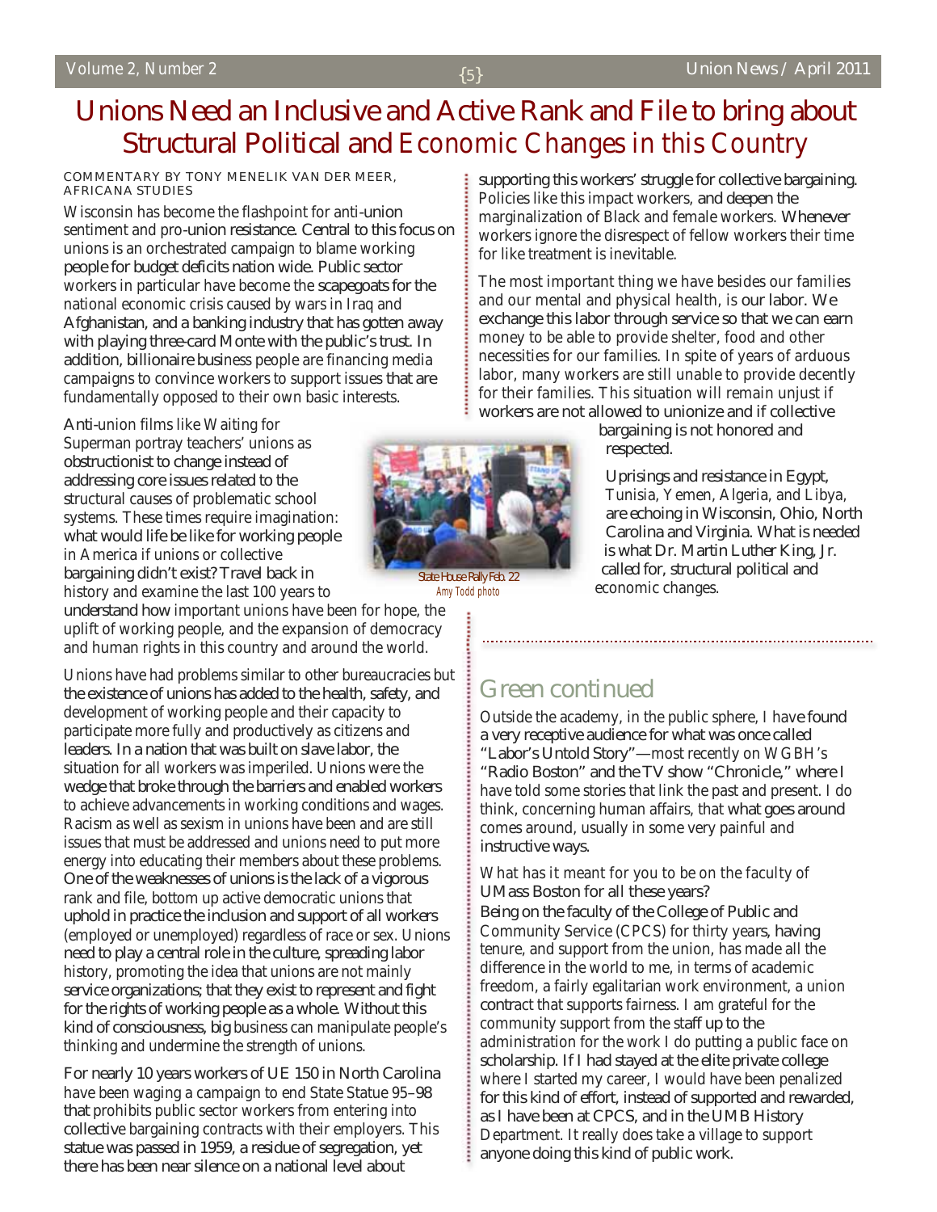# Unions Need an Inclusive and Active Rank and File to bring about Structural Political and Economic Changes in this Country

COMMENTARY BY TONY MENELIK VAN DER MEER, AFRICANA STUDIES

Wisconsin has become the flashpoint for anti-union sentiment and pro-union resistance. Central to this focus on unions is an orchestrated campaign to blame working people for budget deficits nation wide. Public sector workers in particular have become the scapegoats for the national economic crisis caused by wars in Iraq and Afghanistan, and a banking industry that has gotten away with playing three-card Monte with the public's trust. In addition, billionaire business people are financing media campaigns to convince workers to support issues that are fundamentally opposed to their own basic interests.

Anti-union films like Waiting for Superman portray teachers' unions as obstructionist to change instead of addressing core issues related to the structural causes of problematic school systems. These times require imagination: what would life be like for working people in America if unions or collective bargaining didn't exist? Travel back in history and examine the last 100 years to understand how important unions have been for hope, the uplift of working people, and the expansion of democracy and human rights in this country and around the world.

State House Rally Feb. 22
Amy Todd photo

Unions have had problems similar to other bureaucracies but the existence of unions has added to the health, safety, and development of working people and their capacity to participate more fully and productively as citizens and leaders. In a nation that was built on slave labor, the situation for all workers was imperiled. Unions were the wedge that broke through the barriers and enabled workers to achieve advancements in working conditions and wages. Racism as well as sexism in unions have been and are still issues that must be addressed and unions need to put more energy into educating their members about these problems. One of the weaknesses of unions is the lack of a vigorous rank and file, bottom up active democratic unions that uphold in practice the inclusion and support of all workers (employed or unemployed) regardless of race or sex. Unions need to play a central role in the culture, spreading labor history, promoting the idea that unions are not mainly service organizations; that they exist to represent and fight for the rights of working people as a whole. Without this kind of consciousness, big business can manipulate people's thinking and undermine the strength of unions.

For nearly 10 years workers of UE 150 in North Carolina have been waging a campaign to end State Statue 95–98 that prohibits public sector workers from entering into collective bargaining contracts with their employers. This statue was passed in 1959, a residue of segregation, yet there has been near silence on a national level about supporting this workers' struggle for collective bargaining. Policies like this impact workers, and deepen the marginalization of Black and female workers. Whenever workers ignore the disrespect of fellow workers their time for like treatment is inevitable.

The most important thing we have besides our families and our mental and physical health, is our labor. We exchange this labor through service so that we can earn money to be able to provide shelter, food and other necessities for our families. In spite of years of arduous labor, many workers are still unable to provide decently for their families. This situation will remain unjust if workers are not allowed to unionize and if collective bargaining is not honored and respected.

Uprisings and resistance in Egypt, Tunisia, Yemen, Algeria, and Libya, are echoing in Wisconsin, Ohio, North Carolina and Virginia. What is needed is what Dr. Martin Luther King, Jr. called for, structural political and economic changes.

## Green continued

Outside the academy, in the public sphere, I have found a very receptive audience for what was once called "Labor's Untold Story"—most recently on WGBH's "Radio Boston" and the TV show "Chronicle," where I have told some stories that link the past and present. I do think, concerning human affairs, that what goes around comes around, usually in some very painful and instructive ways.

*What has it meant for you to be on the faculty of UMass Boston for all these years?*

Being on the faculty of the College of Public and Community Service (CPCS) for thirty years, having tenure, and support from the union, has made all the difference in the world to me, in terms of academic freedom, a fairly egalitarian work environment, a union contract that supports fairness. I am grateful for the community support from the staff up to the administration for the work I do putting a public face on scholarship. If I had stayed at the elite private college where I started my career, I would have been penalized for this kind of effort, instead of supported and rewarded, as I have been at CPCS, and in the UMB History Department. It really does take a village to support anyone doing this kind of public work.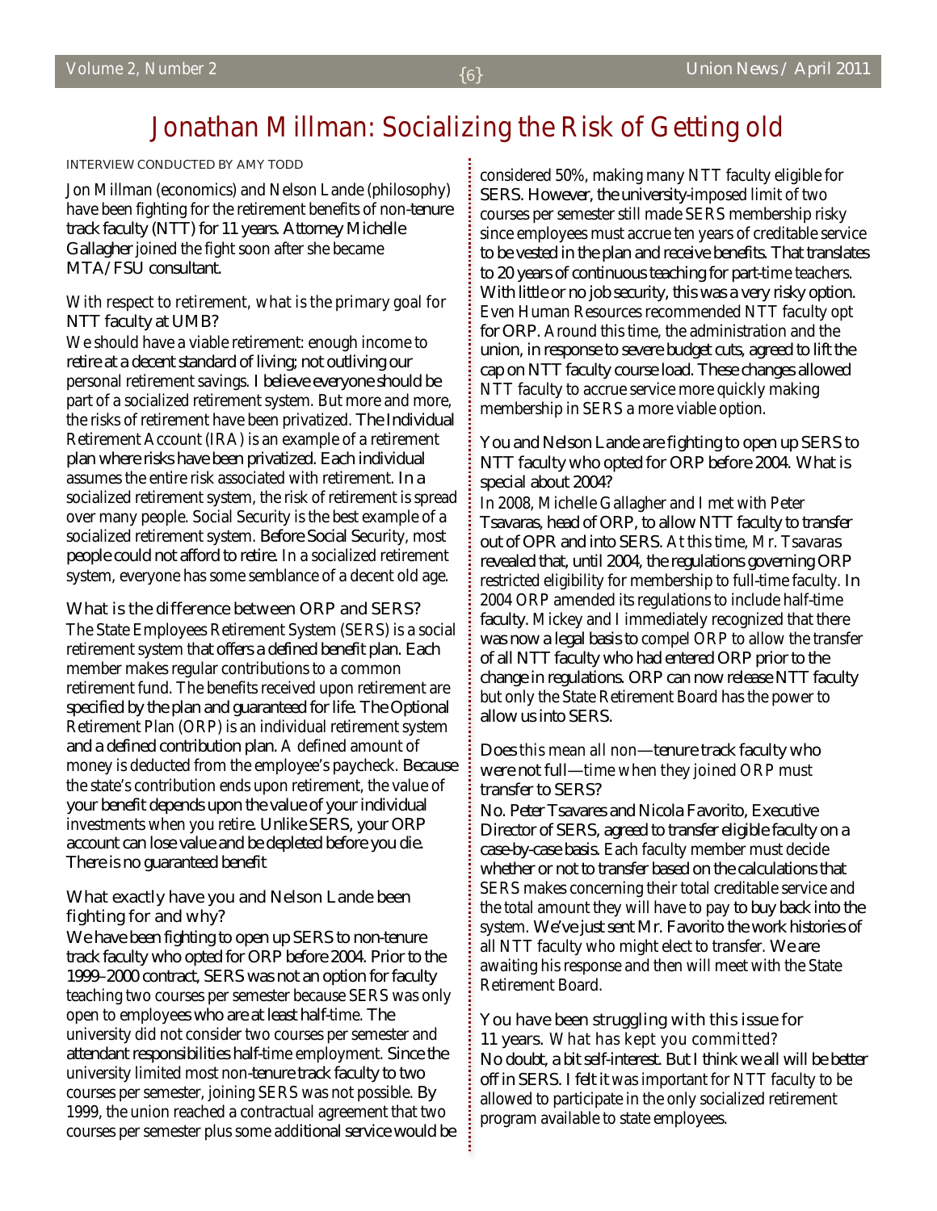# Jonathan Millman: Socializing the Risk of Getting old

INTERVIEW CONDUCTED BY AMY TODD

Jon Millman (economics) and Nelson Lande (philosophy) have been fighting for the retirement benefits of non-tenure track faculty (NTT) for 11 years. Attorney Michelle Gallagher joined the fight soon after she became MTA/FSU consultant.

**With respect to retirement, what is the primary goal for NTT faculty at UMB?**

We should have a viable retirement: enough income to retire at a decent standard of living; not outliving our personal retirement savings. I believe everyone should be part of a socialized retirement system. But more and more, the risks of retirement have been privatized. The Individual Retirement Account (IRA) is an example of a retirement plan where risks have been privatized. Each individual assumes the entire risk associated with retirement. In a socialized retirement system, the risk of retirement is spread over many people. Social Security is the best example of a socialized retirement system. Before Social Security, most people could not afford to retire. In a socialized retirement system, everyone has some semblance of a decent old age.

**What is the difference between ORP and SERS?**

The State Employees Retirement System (SERS) is a social retirement system that offers a defined benefit plan. Each member makes regular contributions to a common retirement fund. The benefits received upon retirement are specified by the plan and guaranteed for life. The Optional Retirement Plan (ORP) is an individual retirement system and a defined contribution plan. A defined amount of money is deducted from the employee's paycheck. Because the state's contribution ends upon retirement, the value of your benefit depends upon the value of your individual investments when you retire. Unlike SERS, your ORP account can lose value and be depleted before you die. There is no guaranteed benefit

**What exactly have you and Nelson Lande been fighting for and why?**

We have been fighting to open up SERS to non-tenure track faculty who opted for ORP before 2004. Prior to the 1999–2000 contract, SERS was not an option for faculty teaching two courses per semester because SERS was only open to employees who are at least half-time. The university did not consider two courses per semester and attendant responsibilities half-time employment. Since the university limited most non-tenure track faculty to two courses per semester, joining SERS was not possible. By 1999, the union reached a contractual agreement that two courses per semester plus some additional service would be considered 50%, making many NTT faculty eligible for SERS. However, the university-imposed limit of two courses per semester still made SERS membership risky since employees must accrue ten years of creditable service to be vested in the plan and receive benefits. That translates to 20 years of continuous teaching for part-time teachers. With little or no job security, this was a very risky option. Even Human Resources recommended NTT faculty opt for ORP. Around this time, the administration and the union, in response to severe budget cuts, agreed to lift the cap on NTT faculty course load. These changes allowed NTT faculty to accrue service more quickly making membership in SERS a more viable option.

**You and Nelson Lande are fighting to open up SERS to NTT faculty who opted for ORP before 2004. What is special about 2004?**

In 2008, Michelle Gallagher and I met with Peter Tsavaras, head of ORP, to allow NTT faculty to transfer out of OPR and into SERS. At this time, Mr. Tsavaras revealed that, until 2004, the regulations governing ORP restricted eligibility for membership to full-time faculty. In 2004 ORP amended its regulations to include half-time faculty. Mickey and I immediately recognized that there was now a legal basis to compel ORP to allow the transfer of all NTT faculty who had entered ORP prior to the change in regulations. ORP can now release NTT faculty but only the State Retirement Board has the power to allow us into SERS.

**Does this mean all non—tenure track faculty who were not full—time when they joined ORP must transfer to SERS?**

No. Peter Tsavares and Nicola Favorito, Executive Director of SERS, agreed to transfer eligible faculty on a case-by-case basis. Each faculty member must decide whether or not to transfer based on the calculations that SERS makes concerning their total creditable service and the total amount they will have to pay to buy back into the system. We've just sent Mr. Favorito the work histories of all NTT faculty who might elect to transfer. We are awaiting his response and then will meet with the State Retirement Board.

**You have been struggling with this issue for 11 years. What has kept you committed?**

No doubt, a bit self-interest. But I think we all will be better off in SERS. I felt it was important for NTT faculty to be allowed to participate in the only socialized retirement program available to state employees.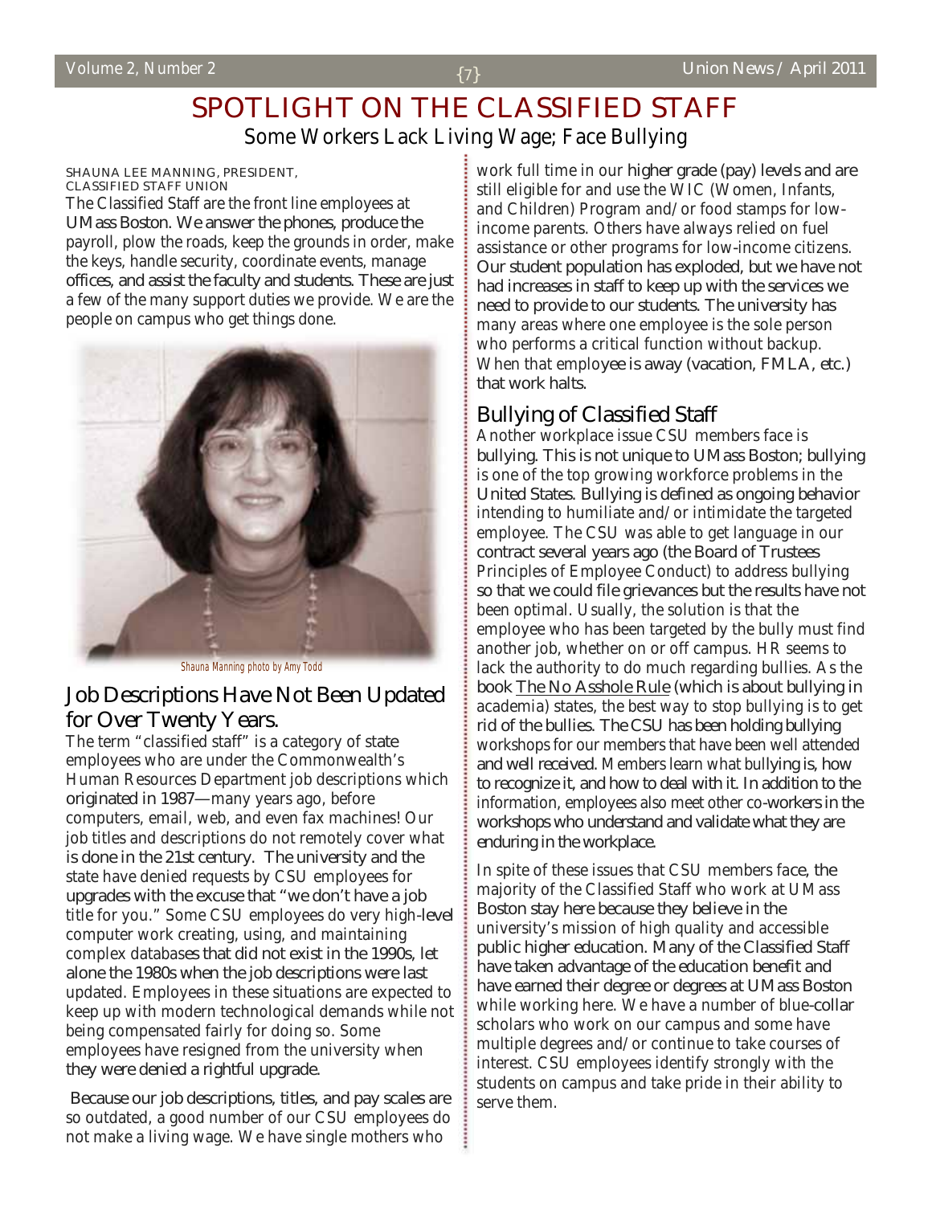# SPOTLIGHT ON THE CLASSIFIED STAFF

## Some Workers Lack Living Wage; Face Bullying

SHAUNA LEE MANNING, PRESIDENT, CLASSIFIED STAFF UNION

The Classified Staff are the front line employees at UMass Boston. We answer the phones, produce the payroll, plow the roads, keep the grounds in order, make the keys, handle security, coordinate events, manage offices, and assist the faculty and students. These are just a few of the many support duties we provide. We are the people on campus who get things done.

Shauna Manning photo by Amy Todd

### Job Descriptions Have Not Been Updated for Over Twenty Years.

The term "classified staff" is a category of state employees who are under the Commonwealth's Human Resources Department job descriptions which originated in 1987—many years ago, before computers, email, web, and even fax machines! Our job titles and descriptions do not remotely cover what is done in the 21st century. The university and the state have denied requests by CSU employees for upgrades with the excuse that "we don't have a job title for you." Some CSU employees do very high-level computer work creating, using, and maintaining complex databases that did not exist in the 1990s, let alone the 1980s when the job descriptions were last updated. Employees in these situations are expected to keep up with modern technological demands while not being compensated fairly for doing so. Some employees have resigned from the university when they were denied a rightful upgrade.

Because our job descriptions, titles, and pay scales are so outdated, a good number of our CSU employees do not make a living wage. We have single mothers who work full time in our higher grade (pay) levels and are still eligible for and use the WIC (Women, Infants, and Children) Program and/or food stamps for low-income parents. Others have always relied on fuel assistance or other programs for low-income citizens. Our student population has exploded, but we have not had increases in staff to keep up with the services we need to provide to our students. The university has many areas where one employee is the sole person who performs a critical function without backup. When that employee is away (vacation, FMLA, etc.) that work halts.

### Bullying of Classified Staff

Another workplace issue CSU members face is bullying. This is not unique to UMass Boston; bullying is one of the top growing workforce problems in the United States. Bullying is defined as ongoing behavior intending to humiliate and/or intimidate the targeted employee. The CSU was able to get language in our contract several years ago (the Board of Trustees Principles of Employee Conduct) to address bullying so that we could file grievances but the results have not been optimal. Usually, the solution is that the employee who has been targeted by the bully must find another job, whether on or off campus. HR seems to lack the authority to do much regarding bullies. As the book The No Asshole Rule (which is about bullying in academia) states, the best way to stop bullying is to get rid of the bullies. The CSU has been holding bullying workshops for our members that have been well attended and well received. Members learn what bullying is, how to recognize it, and how to deal with it. In addition to the information, employees also meet other co-workers in the workshops who understand and validate what they are enduring in the workplace.

In spite of these issues that CSU members face, the majority of the Classified Staff who work at UMass Boston stay here because they believe in the university's mission of high quality and accessible public higher education. Many of the Classified Staff have taken advantage of the education benefit and have earned their degree or degrees at UMass Boston while working here. We have a number of blue-collar scholars who work on our campus and some have multiple degrees and/or continue to take courses of interest. CSU employees identify strongly with the students on campus and take pride in their ability to serve them.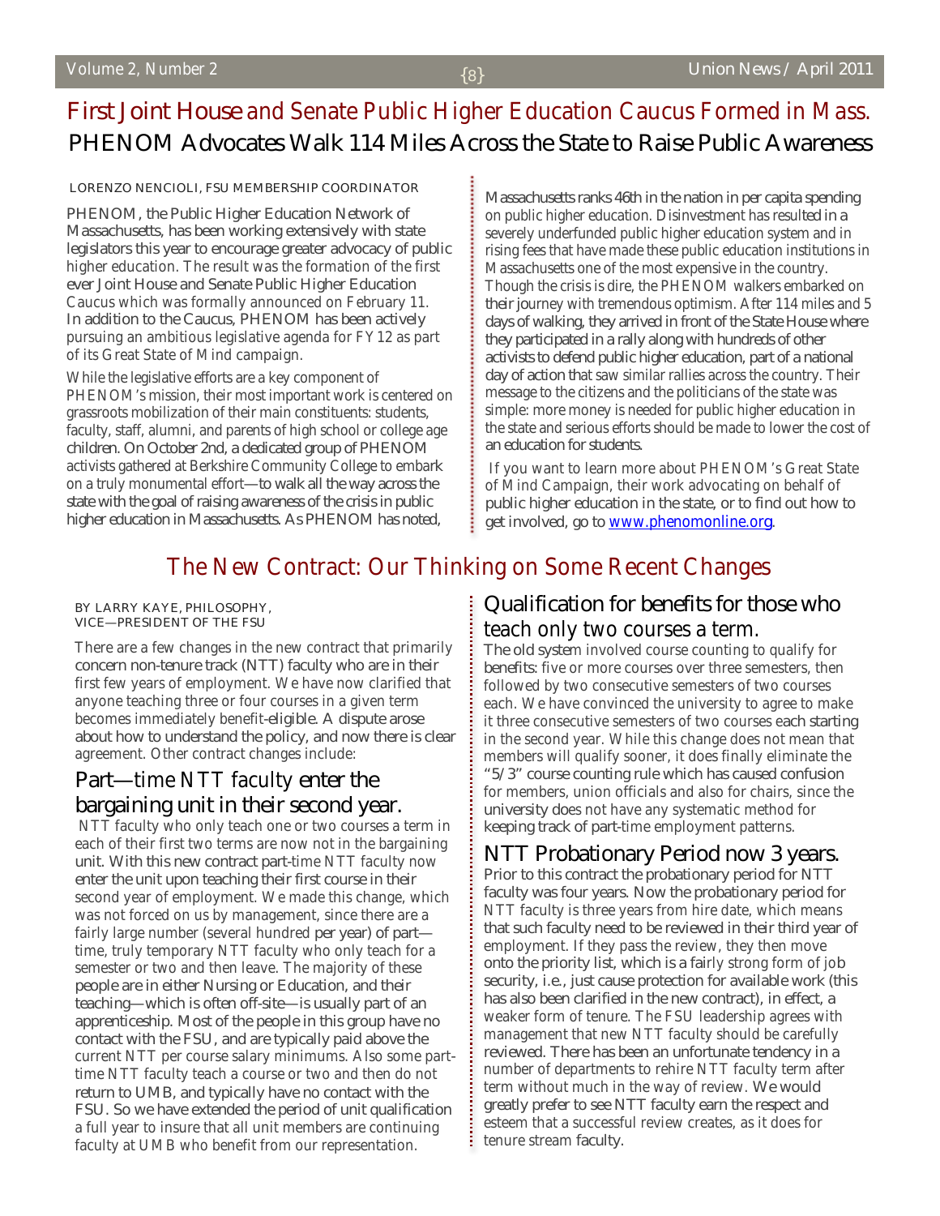# First Joint House and Senate Public Higher Education Caucus Formed in Mass.

## PHENOM Advocates Walk 114 Miles Across the State to Raise Public Awareness

LORENZO NENCIOLI, FSU MEMBERSHIP COORDINATOR

PHENOM, the Public Higher Education Network of Massachusetts, has been working extensively with state legislators this year to encourage greater advocacy of public higher education. The result was the formation of the first ever Joint House and Senate Public Higher Education Caucus which was formally announced on February 11. In addition to the Caucus, PHENOM has been actively pursuing an ambitious legislative agenda for FY12 as part of its Great State of Mind campaign.

While the legislative efforts are a key component of PHENOM's mission, their most important work is centered on grassroots mobilization of their main constituents: students, faculty, staff, alumni, and parents of high school or college age children. On October 2nd, a dedicated group of PHENOM activists gathered at Berkshire Community College to embark on a truly monumental effort—to walk all the way across the state with the goal of raising awareness of the crisis in public higher education in Massachusetts. As PHENOM has noted, Massachusetts ranks 46th in the nation in per capita spending on public higher education. Disinvestment has resulted in a severely underfunded public higher education system and in rising fees that have made these public education institutions in Massachusetts one of the most expensive in the country. Though the crisis is dire, the PHENOM walkers embarked on their journey with tremendous optimism. After 114 miles and 5 days of walking, they arrived in front of the State House where they participated in a rally along with hundreds of other activists to defend public higher education, part of a national day of action that saw similar rallies across the country. Their message to the citizens and the politicians of the state was simple: more money is needed for public higher education in the state and serious efforts should be made to lower the cost of an education for students.

If you want to learn more about PHENOM's Great State of Mind Campaign, their work advocating on behalf of public higher education in the state, or to find out how to get involved, go to www.phenomonline.org.

# The New Contract: Our Thinking on Some Recent Changes

BY LARRY KAYE, PHILOSOPHY, VICE—PRESIDENT OF THE FSU

There are a few changes in the new contract that primarily concern non-tenure track (NTT) faculty who are in their first few years of employment. We have now clarified that anyone teaching three or four courses in a given term becomes immediately benefit-eligible. A dispute arose about how to understand the policy, and now there is clear agreement. Other contract changes include:

### Part—time NTT faculty enter the bargaining unit in their second year.

NTT faculty who only teach one or two courses a term in each of their first two terms are now not in the bargaining unit. With this new contract part-time NTT faculty now enter the unit upon teaching their first course in their second year of employment. We made this change, which was not forced on us by management, since there are a fairly large number (several hundred per year) of part—time, truly temporary NTT faculty who only teach for a semester or two and then leave. The majority of these people are in either Nursing or Education, and their teaching—which is often off-site—is usually part of an apprenticeship. Most of the people in this group have no contact with the FSU, and are typically paid above the current NTT per course salary minimums. Also some part-time NTT faculty teach a course or two and then do not return to UMB, and typically have no contact with the FSU. So we have extended the period of unit qualification a full year to insure that all unit members are continuing faculty at UMB who benefit from our representation.

### Qualification for benefits for those who teach only two courses a term.

The old system involved course counting to qualify for benefits: five or more courses over three semesters, then followed by two consecutive semesters of two courses each. We have convinced the university to agree to make it three consecutive semesters of two courses each starting in the second year. While this change does not mean that members will qualify sooner, it does finally eliminate the "5/3" course counting rule which has caused confusion for members, union officials and also for chairs, since the university does not have any systematic method for keeping track of part-time employment patterns.

### NTT Probationary Period now 3 years.

Prior to this contract the probationary period for NTT faculty was four years. Now the probationary period for NTT faculty is three years from hire date, which means that such faculty need to be reviewed in their third year of employment. If they pass the review, they then move onto the priority list, which is a fairly strong form of job security, i.e., just cause protection for available work (this has also been clarified in the new contract), in effect, a weaker form of tenure. The FSU leadership agrees with management that new NTT faculty should be carefully reviewed. There has been an unfortunate tendency in a number of departments to rehire NTT faculty term after term without much in the way of review. We would greatly prefer to see NTT faculty earn the respect and esteem that a successful review creates, as it does for tenure stream faculty.